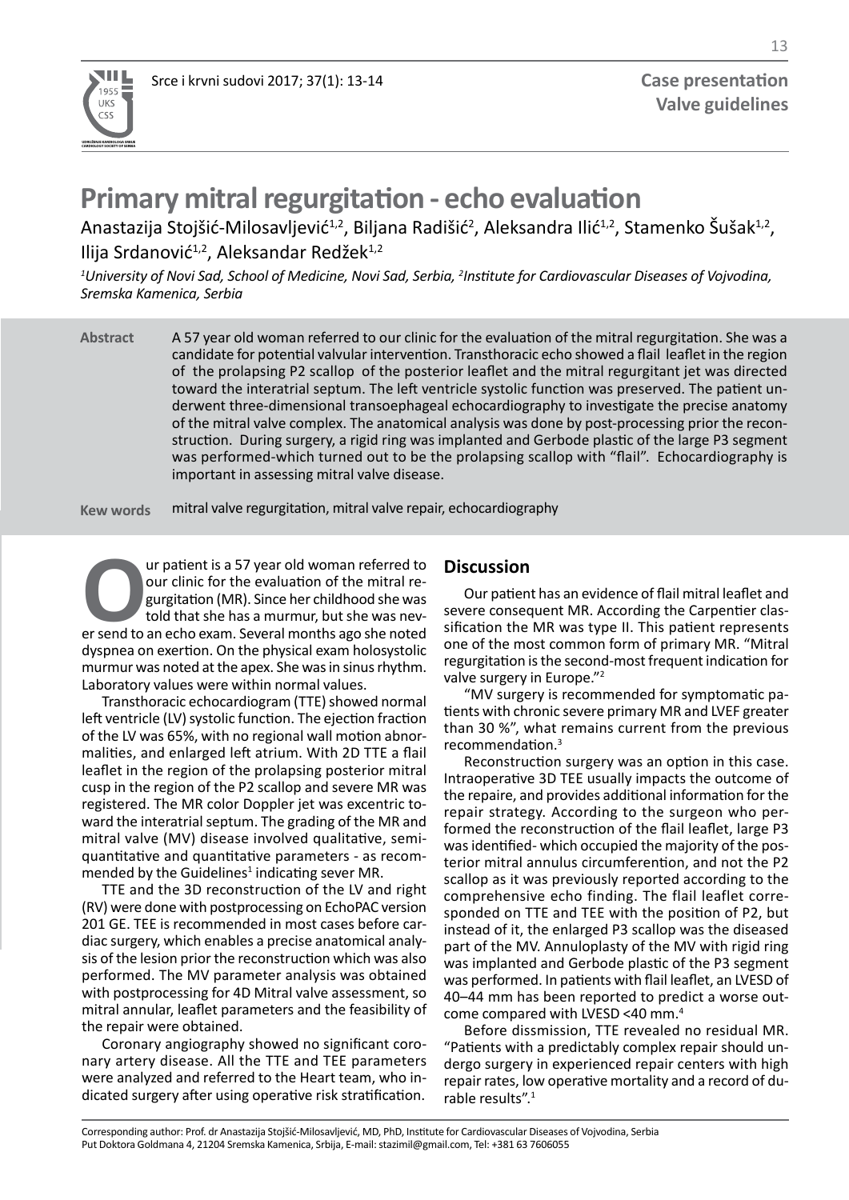Case presentation
Valve guidelines

# Primary mitral regurgitation - echo evaluation

Anastazija Stojšić-Milosavljević[1,2], Biljana Radišić[2], Aleksandra Ilić[1,2], Stamenko Šušak[1,2], Ilija Srdanović[1,2], Aleksandar Redžek[1,2]

*[1]University of Novi Sad, School of Medicine, Novi Sad, Serbia, [2]Institute for Cardiovascular Diseases of Vojvodina, Sremska Kamenica, Serbia*

**Abstract** A 57 year old woman referred to our clinic for the evaluation of the mitral regurgitation. She was a candidate for potential valvular intervention. Transthoracic echo showed a flail leaflet in the region of the prolapsing P2 scallop of the posterior leaflet and the mitral regurgitant jet was directed toward the interatrial septum. The left ventricle systolic function was preserved. The patient underwent three-dimensional transoephageal echocardiography to investigate the precise anatomy of the mitral valve complex. The anatomical analysis was done by post-processing prior the reconstruction. During surgery, a rigid ring was implanted and Gerbode plastic of the large P3 segment was performed-which turned out to be the prolapsing scallop with "flail". Echocardiography is important in assessing mitral valve disease.

**Kew words** mitral valve regurgitation, mitral valve repair, echocardiography

Our patient is a 57 year old woman referred to our clinic for the evaluation of the mitral regurgitation (MR). Since her childhood she was told that she has a murmur, but she was never send to an echo exam. Several months ago she noted dyspnea on exertion. On the physical exam holosystolic murmur was noted at the apex. She was in sinus rhythm. Laboratory values were within normal values.

Transthoracic echocardiogram (TTE) showed normal left ventricle (LV) systolic function. The ejection fraction of the LV was 65%, with no regional wall motion abnormalities, and enlarged left atrium. With 2D TTE a flail leaflet in the region of the prolapsing posterior mitral cusp in the region of the P2 scallop and severe MR was registered. The MR color Doppler jet was excentric toward the interatrial septum. The grading of the MR and mitral valve (MV) disease involved qualitative, semi-quantitative and quantitative parameters - as recommended by the Guidelines[1] indicating sever MR.

TTE and the 3D reconstruction of the LV and right (RV) were done with postprocessing on EchoPAC version 201 GE. TEE is recommended in most cases before cardiac surgery, which enables a precise anatomical analysis of the lesion prior the reconstruction which was also performed. The MV parameter analysis was obtained with postprocessing for 4D Mitral valve assessment, so mitral annular, leaflet parameters and the feasibility of the repair were obtained.

Coronary angiography showed no significant coronary artery disease. All the TTE and TEE parameters were analyzed and referred to the Heart team, who indicated surgery after using operative risk stratification.

## Discussion

Our patient has an evidence of flail mitral leaflet and severe consequent MR. According the Carpentier classification the MR was type II. This patient represents one of the most common form of primary MR. "Mitral regurgitation is the second-most frequent indication for valve surgery in Europe."[2]

"MV surgery is recommended for symptomatic patients with chronic severe primary MR and LVEF greater than 30 %", what remains current from the previous recommendation.[3]

Reconstruction surgery was an option in this case. Intraoperative 3D TEE usually impacts the outcome of the repaire, and provides additional information for the repair strategy. According to the surgeon who performed the reconstruction of the flail leaflet, large P3 was identified- which occupied the majority of the posterior mitral annulus circumferention, and not the P2 scallop as it was previously reported according to the comprehensive echo finding. The flail leaflet corresponded on TTE and TEE with the position of P2, but instead of it, the enlarged P3 scallop was the diseased part of the MV. Annuloplasty of the MV with rigid ring was implanted and Gerbode plastic of the P3 segment was performed. In patients with flail leaflet, an LVESD of 40–44 mm has been reported to predict a worse outcome compared with LVESD <40 mm.[4]

Before dissmission, TTE revealed no residual MR. "Patients with a predictably complex repair should undergo surgery in experienced repair centers with high repair rates, low operative mortality and a record of durable results".[1]

Corresponding author: Prof. dr Anastazija Stojšić-Milosavljević, MD, PhD, Institute for Cardiovascular Diseases of Vojvodina, Serbia
Put Doktora Goldmana 4, 21204 Sremska Kamenica, Srbija, E-mail: stazimil@gmail.com, Tel: +381 63 7606055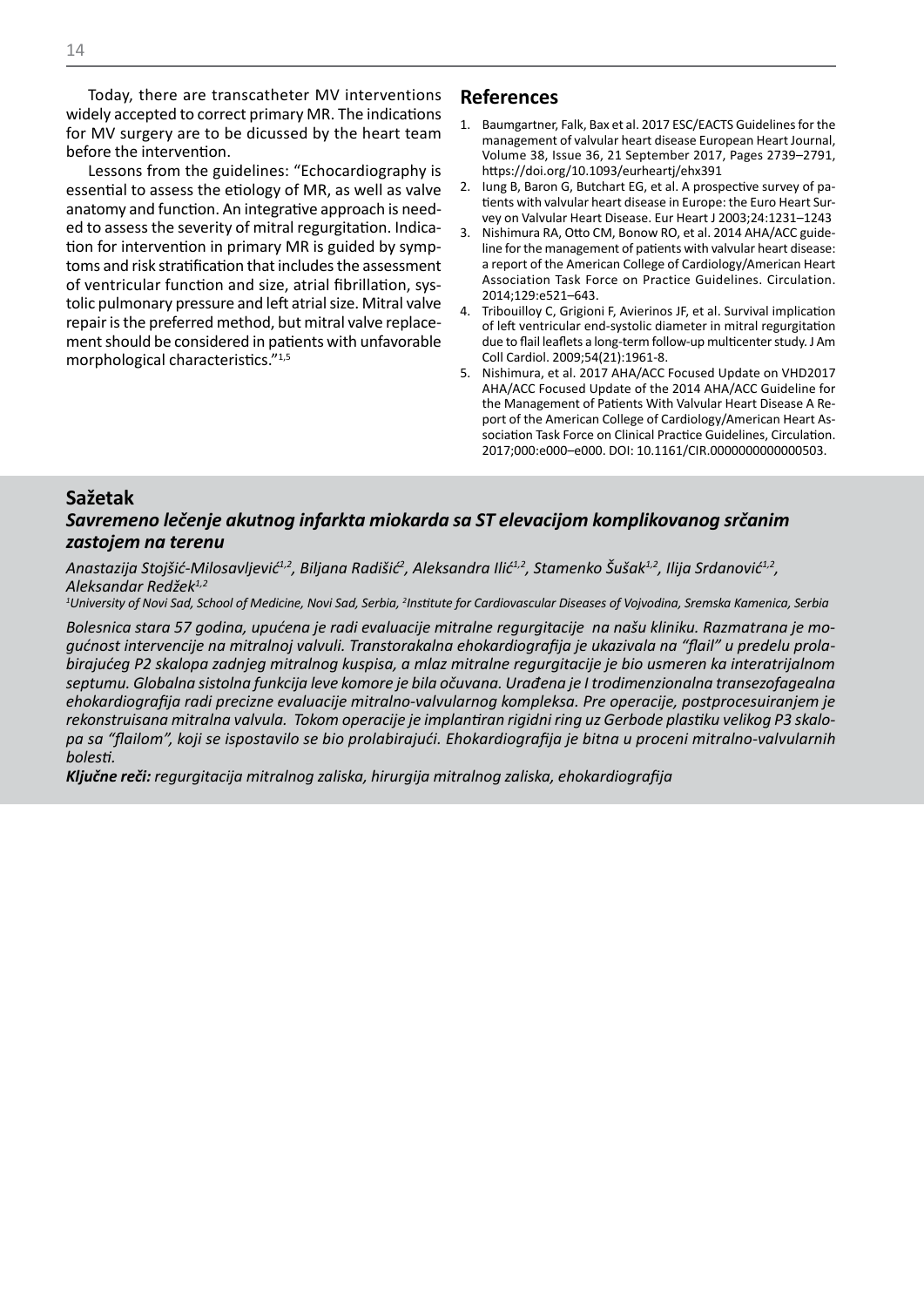Today, there are transcatheter MV interventions widely accepted to correct primary MR. The indications for MV surgery are to be dicussed by the heart team before the intervention.

Lessons from the guidelines: "Echocardiography is essential to assess the etiology of MR, as well as valve anatomy and function. An integrative approach is needed to assess the severity of mitral regurgitation. Indication for intervention in primary MR is guided by symptoms and risk stratification that includes the assessment of ventricular function and size, atrial fibrillation, systolic pulmonary pressure and left atrial size. Mitral valve repair is the preferred method, but mitral valve replacement should be considered in patients with unfavorable morphological characteristics."[1,5]

## References

1. Baumgartner, Falk, Bax et al. 2017 ESC/EACTS Guidelines for the management of valvular heart disease European Heart Journal, Volume 38, Issue 36, 21 September 2017, Pages 2739–2791, https://doi.org/10.1093/eurheartj/ehx391
2. Iung B, Baron G, Butchart EG, et al. A prospective survey of patients with valvular heart disease in Europe: the Euro Heart Survey on Valvular Heart Disease. Eur Heart J 2003;24:1231–1243
3. Nishimura RA, Otto CM, Bonow RO, et al. 2014 AHA/ACC guideline for the management of patients with valvular heart disease: a report of the American College of Cardiology/American Heart Association Task Force on Practice Guidelines. Circulation. 2014;129:e521–643.
4. Tribouilloy C, Grigioni F, Avierinos JF, et al. Survival implication of left ventricular end-systolic diameter in mitral regurgitation due to flail leaflets a long-term follow-up multicenter study. J Am Coll Cardiol. 2009;54(21):1961-8.
5. Nishimura, et al. 2017 AHA/ACC Focused Update on VHD2017 AHA/ACC Focused Update of the 2014 AHA/ACC Guideline for the Management of Patients With Valvular Heart Disease A Report of the American College of Cardiology/American Heart Association Task Force on Clinical Practice Guidelines, Circulation. 2017;000:e000–e000. DOI: 10.1161/CIR.0000000000000503.

## Sažetak

### *Savremeno lečenje akutnog infarkta miokarda sa ST elevacijom komplikovanog srčanim zastojem na terenu*

*Anastazija Stojšić-Milosavljević[1,2], Biljana Radišić[2], Aleksandra Ilić[1,2], Stamenko Šušak[1,2], Ilija Srdanović[1,2], Aleksandar Redžek[1,2]*

*[1]University of Novi Sad, School of Medicine, Novi Sad, Serbia, [2]Institute for Cardiovascular Diseases of Vojvodina, Sremska Kamenica, Serbia*

*Bolesnica stara 57 godina, upućena je radi evaluacije mitralne regurgitacije na našu kliniku. Razmatrana je mogućnost intervencije na mitralnoj valvuli. Transtorakalna ehokardiografija je ukazivala na "flail" u predelu prolabirajućeg P2 skalopa zadnjeg mitralnog kuspisa, a mlaz mitralne regurgitacije je bio usmeren ka interatrijalnom septumu. Globalna sistolna funkcija leve komore je bila očuvana. Urađena je I trodimenzionalna transezofagealna ehokardiografija radi precizne evaluacije mitralno-valvularnog kompleksa. Pre operacije, postprocesuiranjem je rekonstruisana mitralna valvula. Tokom operacije je implantiran rigidni ring uz Gerbode plastiku velikog P3 skalopa sa "flailom", koji se ispostavilo se bio prolabirajući. Ehokardiografija je bitna u proceni mitralno-valvularnih bolesti.*

***Ključne reči:*** *regurgitacija mitralnog zaliska, hirurgija mitralnog zaliska, ehokardiografija*